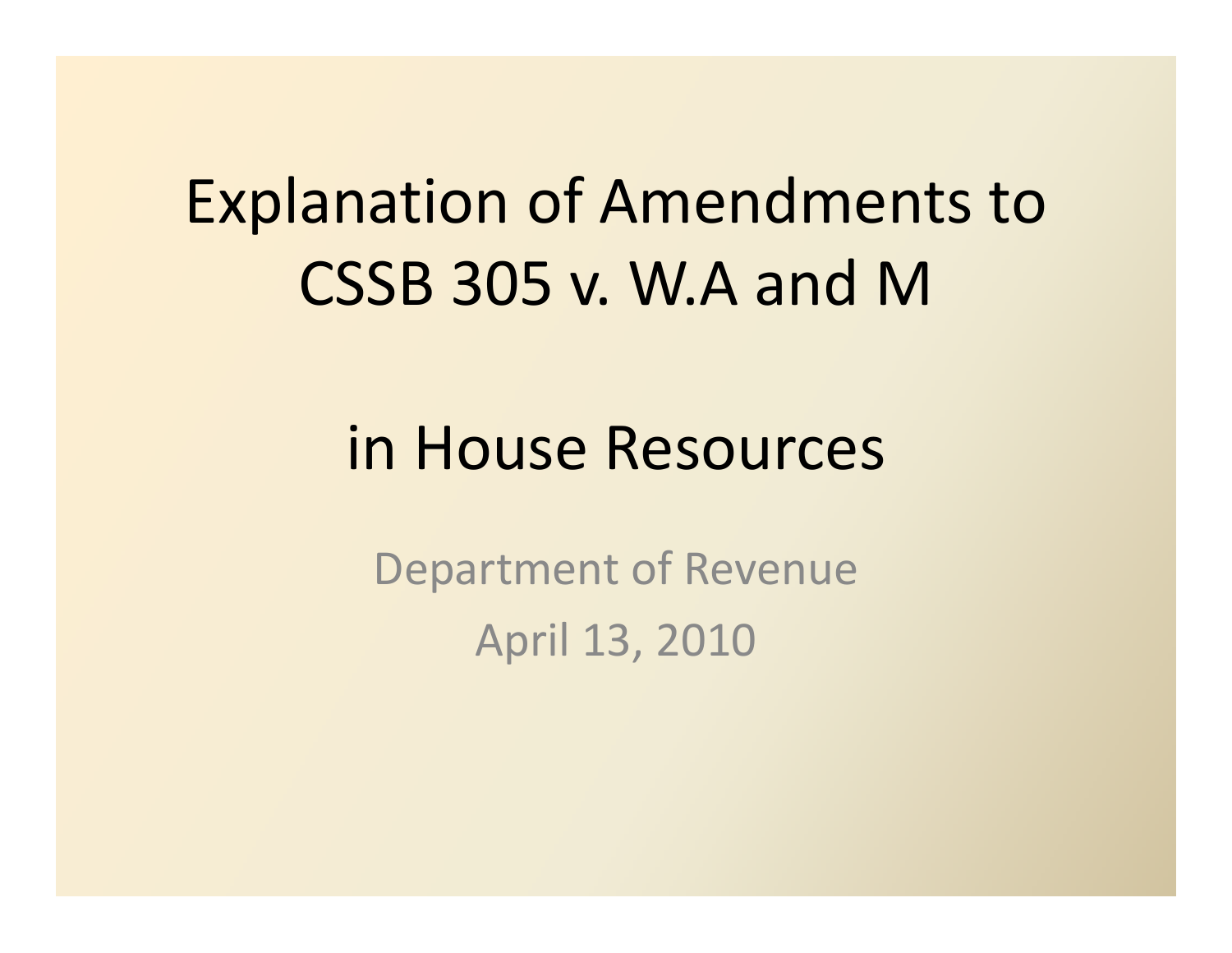# Explanation of Amendments to CSSB 305 v. W.A and M

# in House Resources

Department of Revenue

April 13, 2010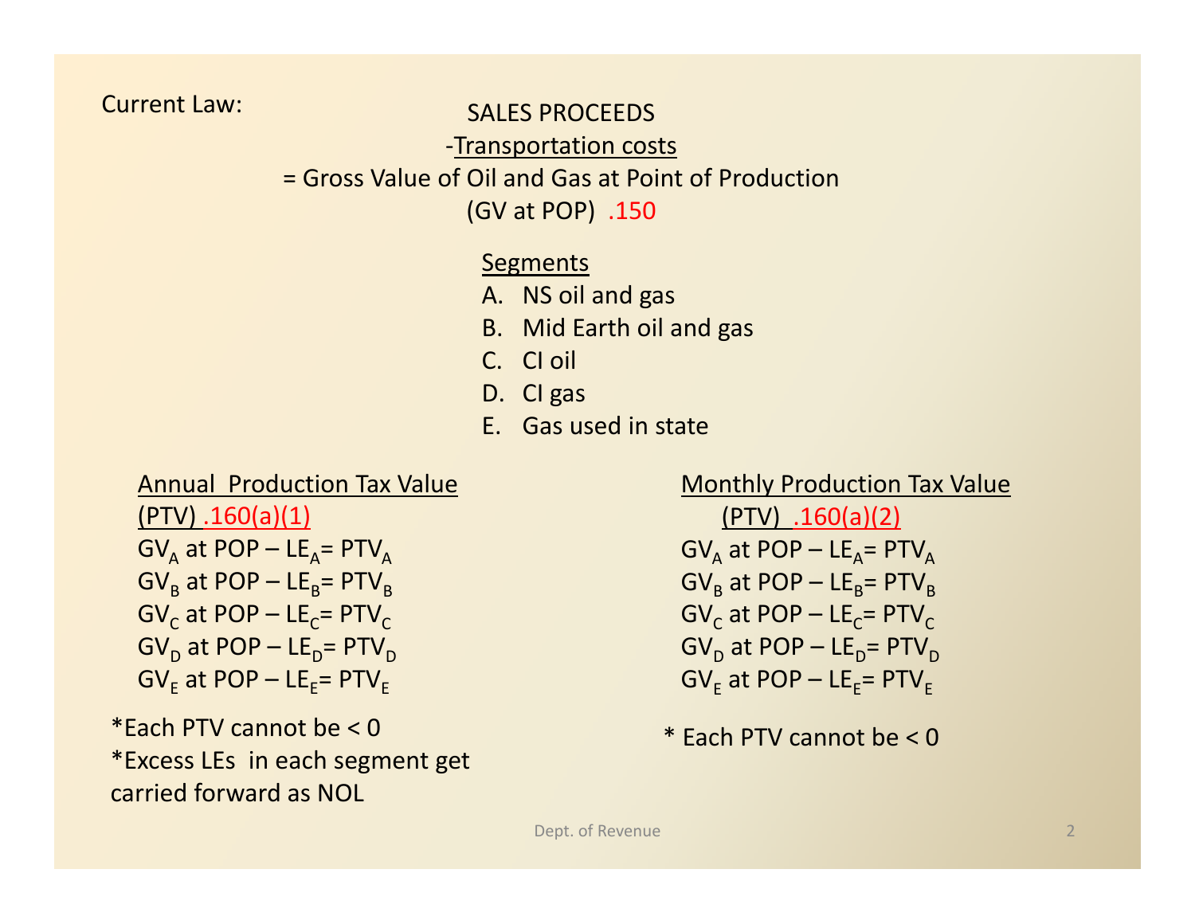Current Law:

SALES PROCEEDS

-Transportation costs

= Gross Value of Oil and Gas at Point of Production (GV at POP) .150

Segments

A. NS oil and gas
B. Mid Earth oil and gas
C. CI oil
D. CI gas
E. Gas used in state

Annual Production Tax Value (PTV) .160(a)(1)

$GV_A$ at POP – $LE_A$= $PTV_A$

$GV_B$ at POP – $LE_B$= $PTV_B$

$GV_C$ at POP – $LE_C$= $PTV_C$

$GV_D$ at POP – $LE_D$= $PTV_D$

$GV_E$ at POP – $LE_E$= $PTV_E$

*Each PTV cannot be < 0

*Excess LEs in each segment get carried forward as NOL

Monthly Production Tax Value (PTV) .160(a)(2)

$GV_A$ at POP – $LE_A$= $PTV_A$

$GV_B$ at POP – $LE_B$= $PTV_B$

$GV_C$ at POP – $LE_C$= $PTV_C$

$GV_D$ at POP – $LE_D$= $PTV_D$

$GV_E$ at POP – $LE_E$= $PTV_E$

* Each PTV cannot be < 0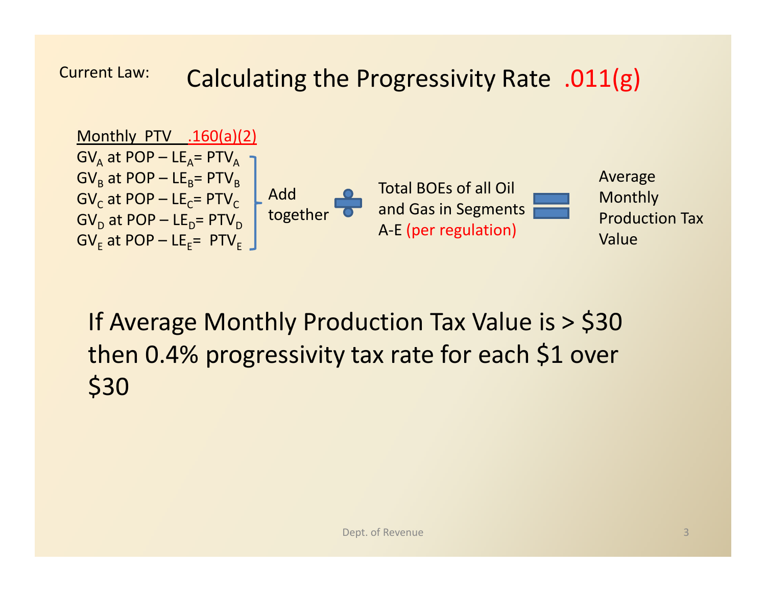Current Law:

# Calculating the Progressivity Rate .011(g)

Monthly PTV .160(a)(2)

$GV_A$ at POP – $LE_A$ = $PTV_A$
$GV_B$ at POP – $LE_B$ = $PTV_B$
$GV_C$ at POP – $LE_C$ = $PTV_C$
$GV_D$ at POP – $LE_D$ = $PTV_D$
$GV_E$ at POP – $LE_E$ = $PTV_E$

Add together ÷ Total BOEs of all Oil and Gas in Segments A-E (per regulation) = Average Monthly Production Tax Value

If Average Monthly Production Tax Value is > $30 then 0.4% progressivity tax rate for each $1 over $30

Dept. of Revenue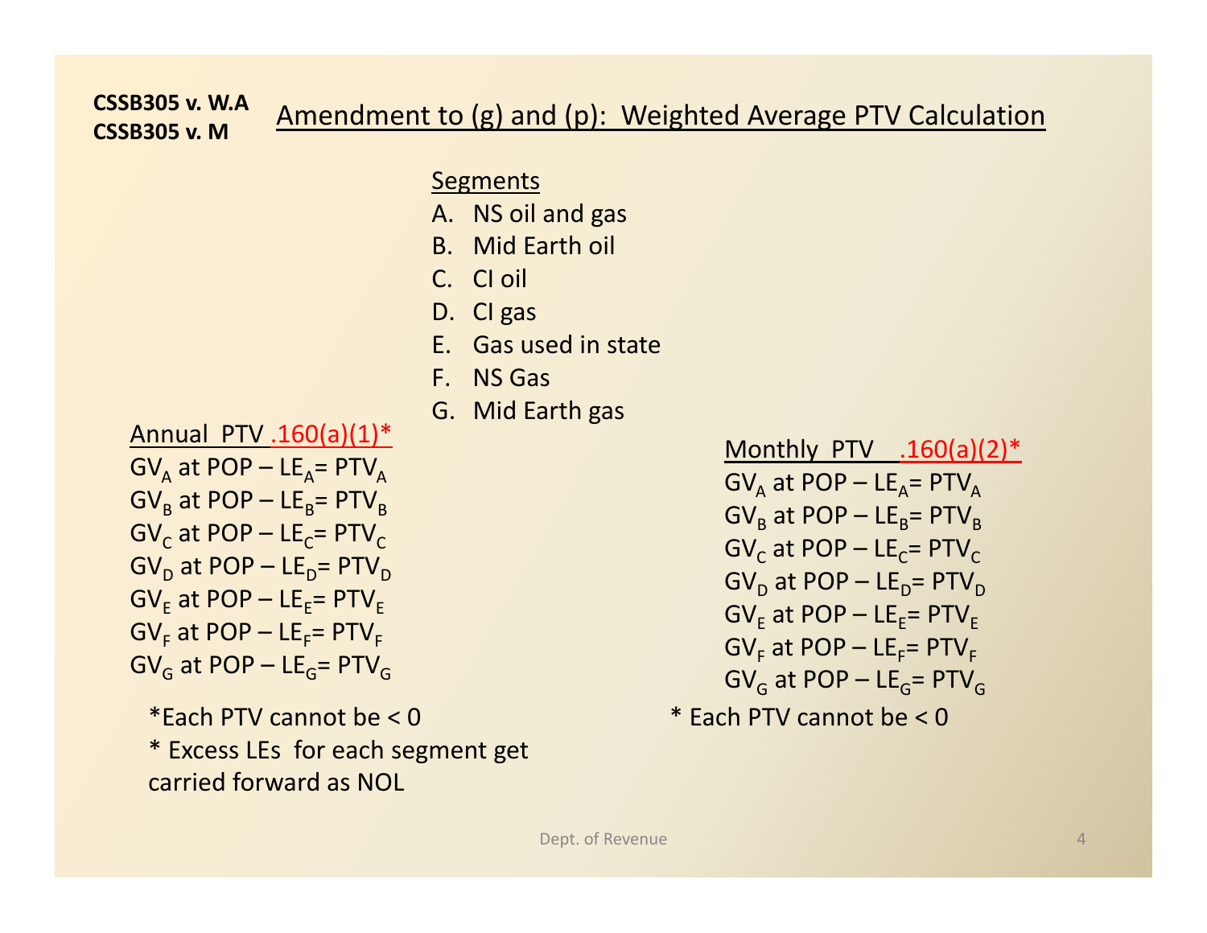**CSSB305 v. W.A**
**CSSB305 v. M**

## Amendment to (g) and (p): Weighted Average PTV Calculation

Segments

A. NS oil and gas
B. Mid Earth oil
C. CI oil
D. CI gas
E. Gas used in state
F. NS Gas
G. Mid Earth gas

Annual PTV .160(a)(1)*

$GV_A$ at POP – $LE_A$= $PTV_A$
$GV_B$ at POP – $LE_B$= $PTV_B$
$GV_C$ at POP – $LE_C$= $PTV_C$
$GV_D$ at POP – $LE_D$= $PTV_D$
$GV_E$ at POP – $LE_E$= $PTV_E$
$GV_F$ at POP – $LE_F$= $PTV_F$
$GV_G$ at POP – $LE_G$= $PTV_G$

*Each PTV cannot be < 0
* Excess LEs for each segment get carried forward as NOL

Monthly PTV .160(a)(2)*

$GV_A$ at POP – $LE_A$= $PTV_A$
$GV_B$ at POP – $LE_B$= $PTV_B$
$GV_C$ at POP – $LE_C$= $PTV_C$
$GV_D$ at POP – $LE_D$= $PTV_D$
$GV_E$ at POP – $LE_E$= $PTV_E$
$GV_F$ at POP – $LE_F$= $PTV_F$
$GV_G$ at POP – $LE_G$= $PTV_G$

* Each PTV cannot be < 0

Dept. of Revenue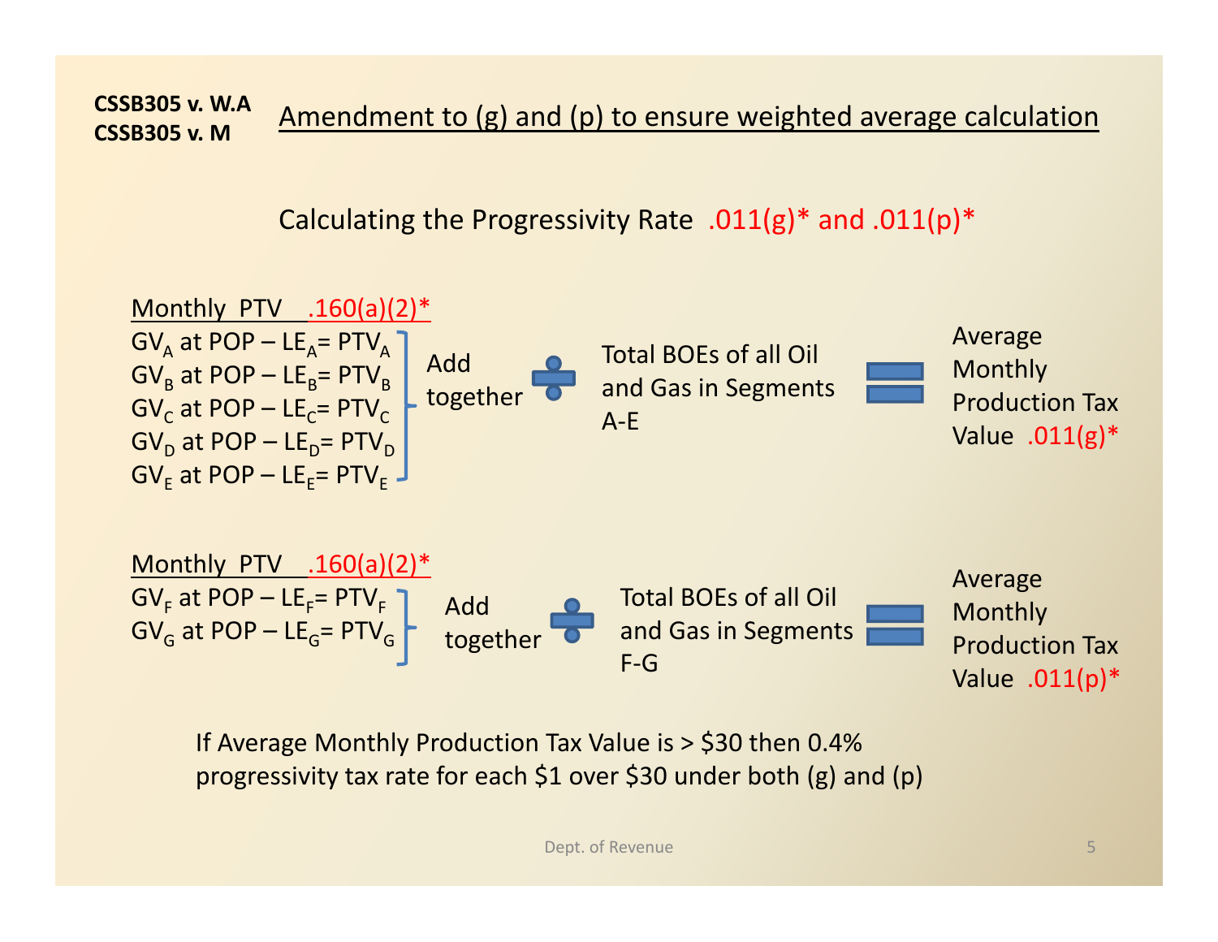**CSSB305 v. W.A**
**CSSB305 v. M**

## Amendment to (g) and (p) to ensure weighted average calculation

### Calculating the Progressivity Rate .011(g)* and .011(p)*

Monthly PTV .160(a)(2)*

$GV_A$ at POP – $LE_A$ = $PTV_A$
$GV_B$ at POP – $LE_B$ = $PTV_B$
$GV_C$ at POP – $LE_C$ = $PTV_C$
$GV_D$ at POP – $LE_D$ = $PTV_D$
$GV_E$ at POP – $LE_E$ = $PTV_E$

Add together ÷ Total BOEs of all Oil and Gas in Segments A-E = Average Monthly Production Tax Value .011(g)*

Monthly PTV .160(a)(2)*

$GV_F$ at POP – $LE_F$ = $PTV_F$
$GV_G$ at POP – $LE_G$ = $PTV_G$

Add together ÷ Total BOEs of all Oil and Gas in Segments F-G = Average Monthly Production Tax Value .011(p)*

If Average Monthly Production Tax Value is > $30 then 0.4% progressivity tax rate for each $1 over $30 under both (g) and (p)

Dept. of Revenue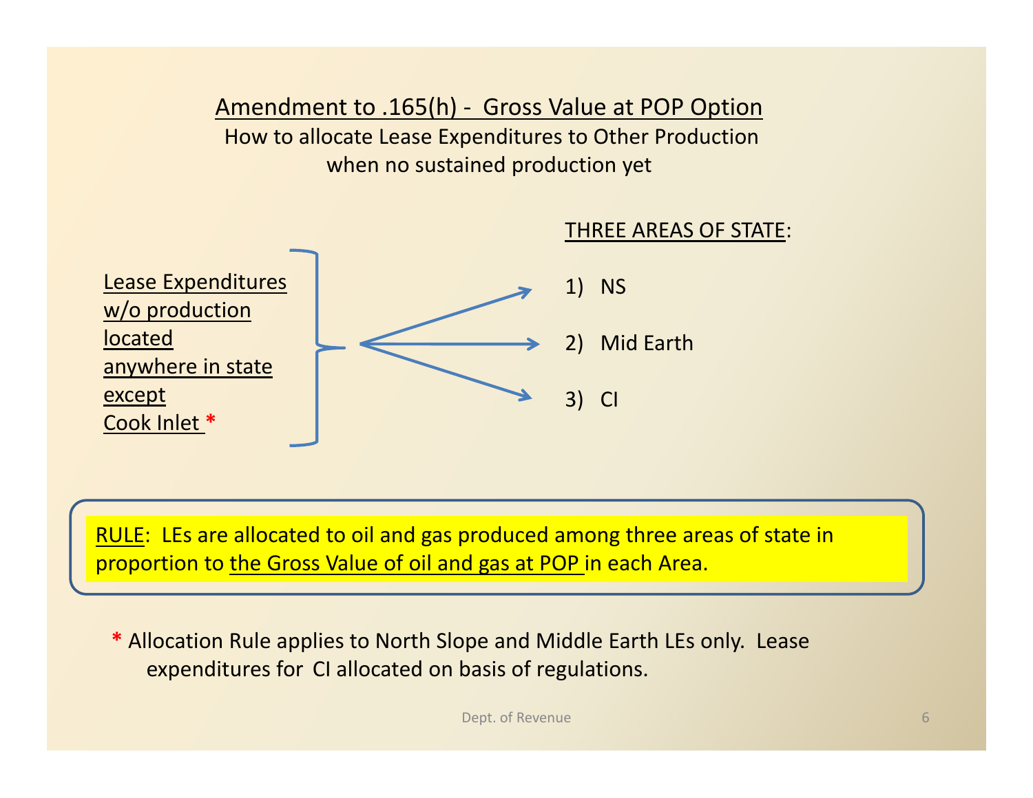## Amendment to .165(h) - Gross Value at POP Option

How to allocate Lease Expenditures to Other Production when no sustained production yet

Lease Expenditures w/o production located anywhere in state except Cook Inlet *

THREE AREAS OF STATE:

1) NS
2) Mid Earth
3) CI

**RULE**: LEs are allocated to oil and gas produced among three areas of state in proportion to the Gross Value of oil and gas at POP in each Area.

* Allocation Rule applies to North Slope and Middle Earth LEs only. Lease expenditures for CI allocated on basis of regulations.

Dept. of Revenue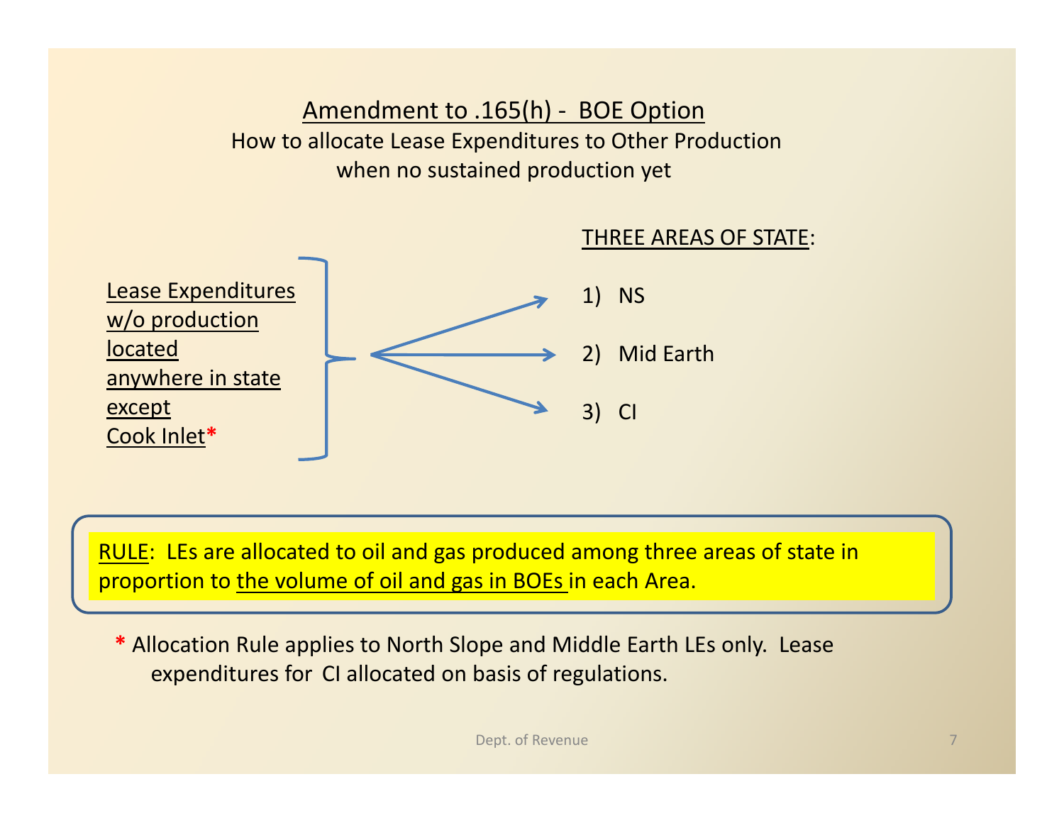## Amendment to .165(h) - BOE Option

How to allocate Lease Expenditures to Other Production when no sustained production yet

Lease Expenditures w/o production located anywhere in state except Cook Inlet*

**THREE AREAS OF STATE:**

1) NS
2) Mid Earth
3) CI

RULE: LEs are allocated to oil and gas produced among three areas of state in proportion to the volume of oil and gas in BOEs in each Area.

* Allocation Rule applies to North Slope and Middle Earth LEs only. Lease expenditures for CI allocated on basis of regulations.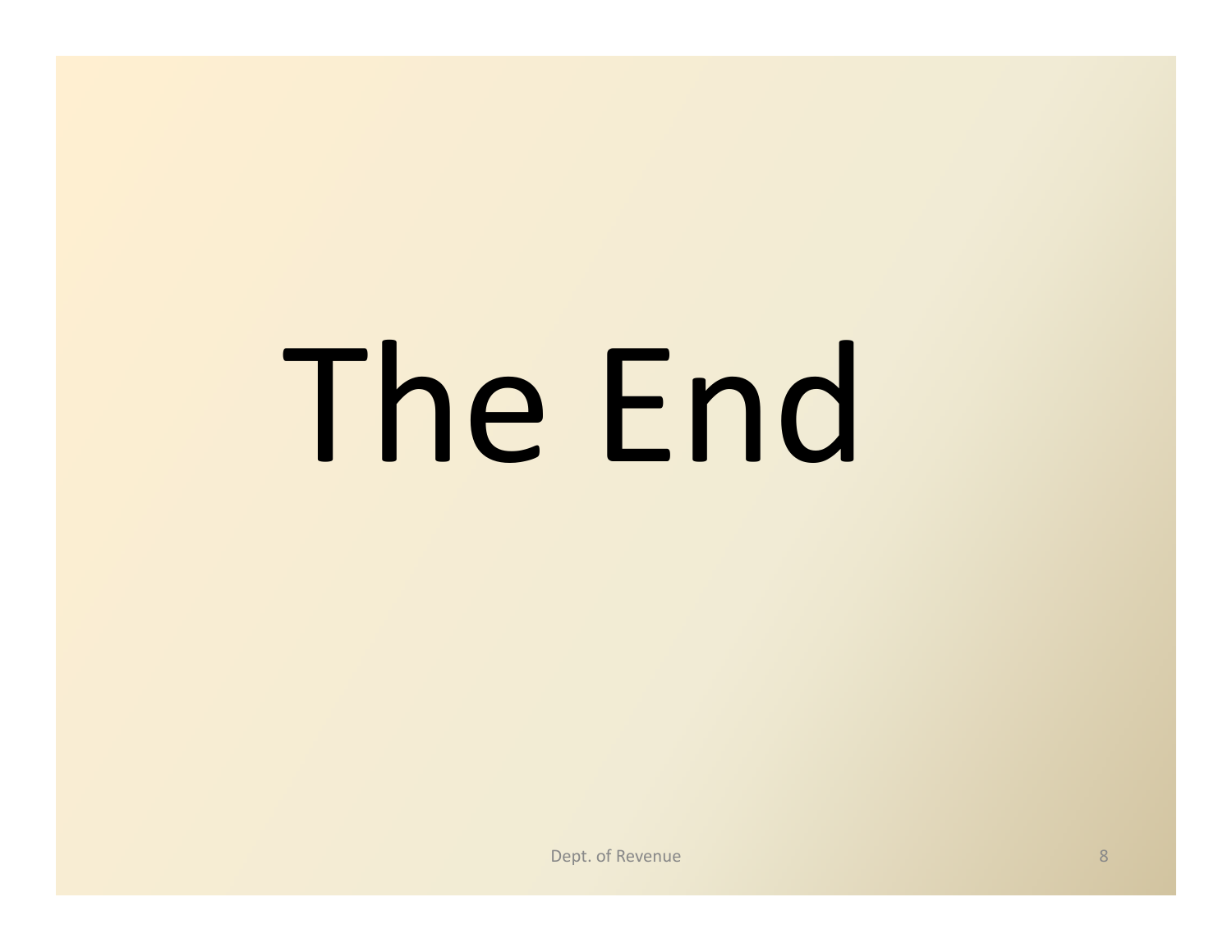# The End